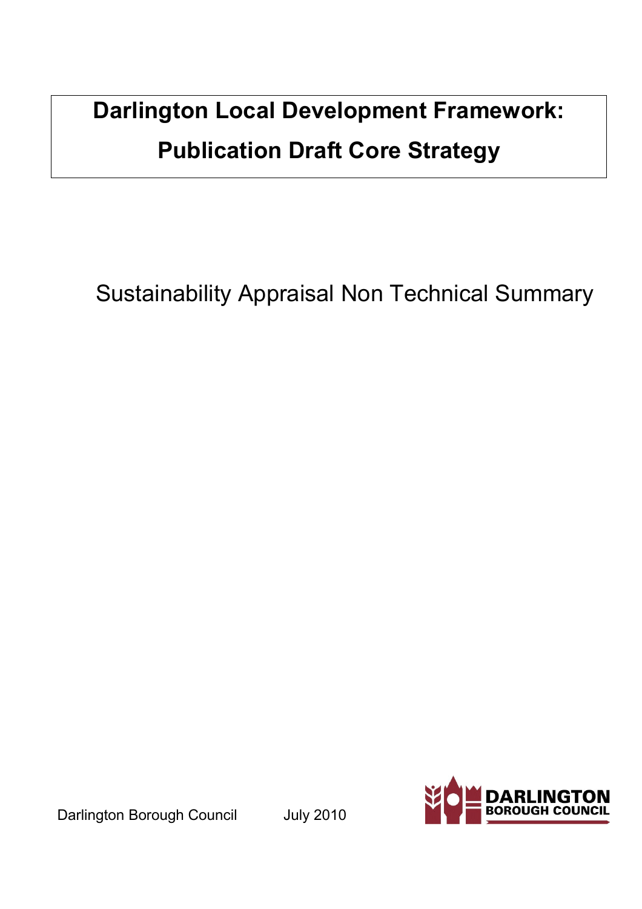# Darlington Local Development Framework:
# Publication Draft Core Strategy

Sustainability Appraisal Non Technical Summary

Darlington Borough Council July 2010

DARLINGTON BOROUGH COUNCIL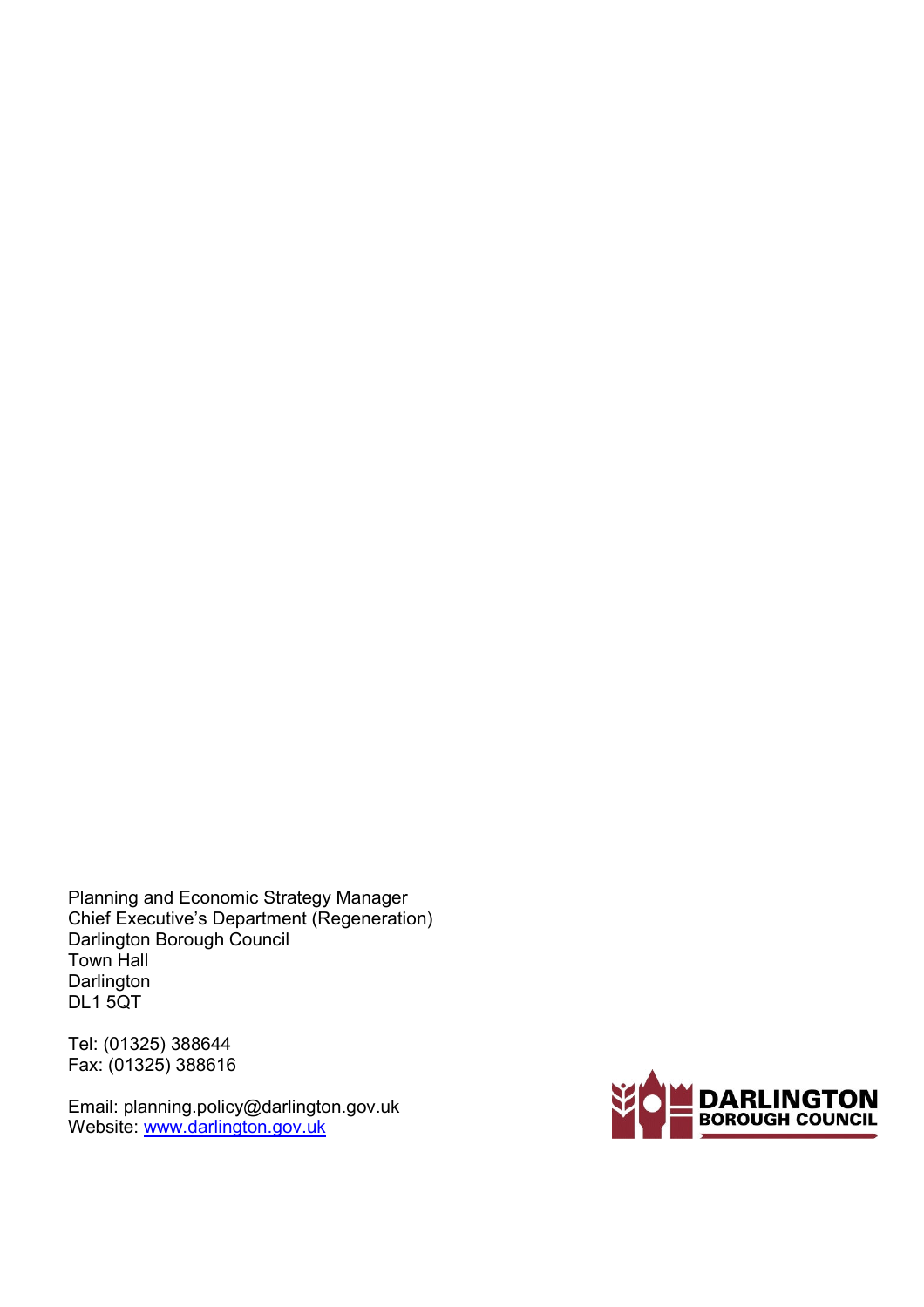Planning and Economic Strategy Manager
Chief Executive's Department (Regeneration)
Darlington Borough Council
Town Hall
Darlington
DL1 5QT

Tel: (01325) 388644
Fax: (01325) 388616

Email: planning.policy@darlington.gov.uk
Website: [www.darlington.gov.uk](http://www.darlington.gov.uk)

DARLINGTON BOROUGH COUNCIL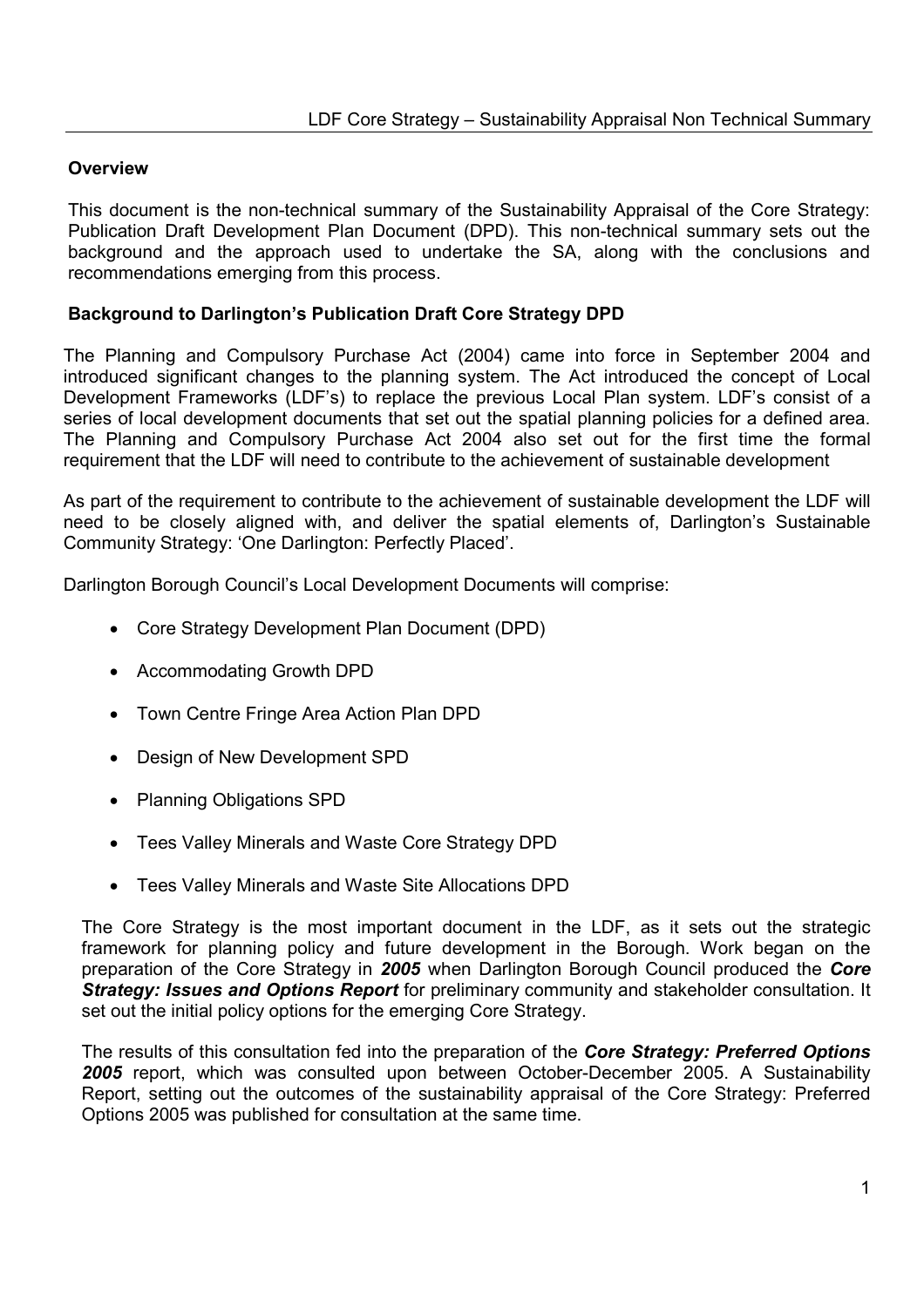## Overview

This document is the non-technical summary of the Sustainability Appraisal of the Core Strategy: Publication Draft Development Plan Document (DPD). This non-technical summary sets out the background and the approach used to undertake the SA, along with the conclusions and recommendations emerging from this process.

## Background to Darlington's Publication Draft Core Strategy DPD

The Planning and Compulsory Purchase Act (2004) came into force in September 2004 and introduced significant changes to the planning system. The Act introduced the concept of Local Development Frameworks (LDF's) to replace the previous Local Plan system. LDF's consist of a series of local development documents that set out the spatial planning policies for a defined area. The Planning and Compulsory Purchase Act 2004 also set out for the first time the formal requirement that the LDF will need to contribute to the achievement of sustainable development

As part of the requirement to contribute to the achievement of sustainable development the LDF will need to be closely aligned with, and deliver the spatial elements of, Darlington's Sustainable Community Strategy: 'One Darlington: Perfectly Placed'.

Darlington Borough Council's Local Development Documents will comprise:

- Core Strategy Development Plan Document (DPD)
- Accommodating Growth DPD
- Town Centre Fringe Area Action Plan DPD
- Design of New Development SPD
- Planning Obligations SPD
- Tees Valley Minerals and Waste Core Strategy DPD
- Tees Valley Minerals and Waste Site Allocations DPD

The Core Strategy is the most important document in the LDF, as it sets out the strategic framework for planning policy and future development in the Borough. Work began on the preparation of the Core Strategy in ***2005*** when Darlington Borough Council produced the ***Core Strategy: Issues and Options Report*** for preliminary community and stakeholder consultation. It set out the initial policy options for the emerging Core Strategy.

The results of this consultation fed into the preparation of the ***Core Strategy: Preferred Options 2005*** report, which was consulted upon between October-December 2005. A Sustainability Report, setting out the outcomes of the sustainability appraisal of the Core Strategy: Preferred Options 2005 was published for consultation at the same time.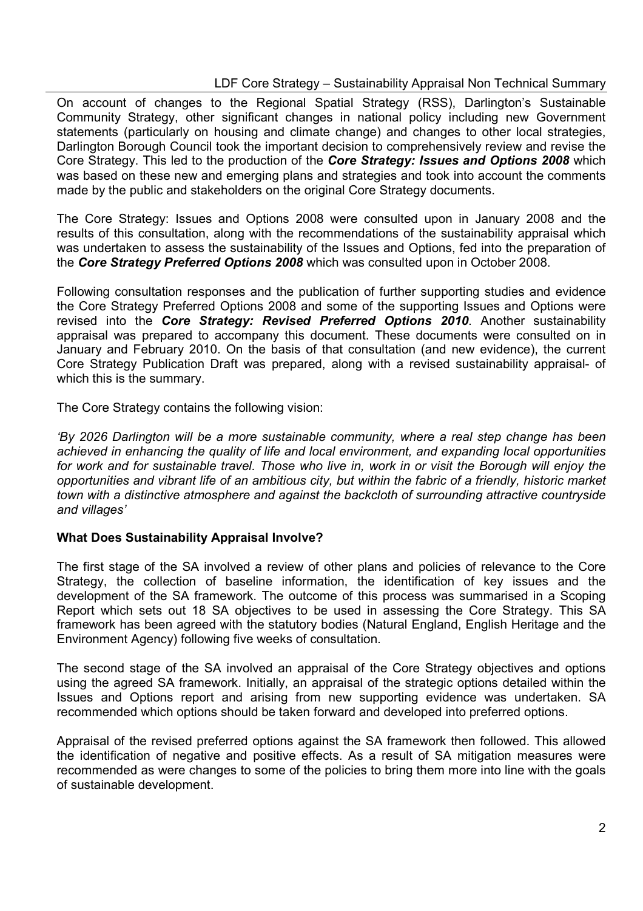On account of changes to the Regional Spatial Strategy (RSS), Darlington's Sustainable Community Strategy, other significant changes in national policy including new Government statements (particularly on housing and climate change) and changes to other local strategies, Darlington Borough Council took the important decision to comprehensively review and revise the Core Strategy. This led to the production of the ***Core Strategy: Issues and Options 2008*** which was based on these new and emerging plans and strategies and took into account the comments made by the public and stakeholders on the original Core Strategy documents.

The Core Strategy: Issues and Options 2008 were consulted upon in January 2008 and the results of this consultation, along with the recommendations of the sustainability appraisal which was undertaken to assess the sustainability of the Issues and Options, fed into the preparation of the ***Core Strategy Preferred Options 2008*** which was consulted upon in October 2008.

Following consultation responses and the publication of further supporting studies and evidence the Core Strategy Preferred Options 2008 and some of the supporting Issues and Options were revised into the ***Core Strategy: Revised Preferred Options 2010***. Another sustainability appraisal was prepared to accompany this document. These documents were consulted on in January and February 2010. On the basis of that consultation (and new evidence), the current Core Strategy Publication Draft was prepared, along with a revised sustainability appraisal- of which this is the summary.

The Core Strategy contains the following vision:

*'By 2026 Darlington will be a more sustainable community, where a real step change has been achieved in enhancing the quality of life and local environment, and expanding local opportunities for work and for sustainable travel. Those who live in, work in or visit the Borough will enjoy the opportunities and vibrant life of an ambitious city, but within the fabric of a friendly, historic market town with a distinctive atmosphere and against the backcloth of surrounding attractive countryside and villages'*

**What Does Sustainability Appraisal Involve?**

The first stage of the SA involved a review of other plans and policies of relevance to the Core Strategy, the collection of baseline information, the identification of key issues and the development of the SA framework. The outcome of this process was summarised in a Scoping Report which sets out 18 SA objectives to be used in assessing the Core Strategy. This SA framework has been agreed with the statutory bodies (Natural England, English Heritage and the Environment Agency) following five weeks of consultation.

The second stage of the SA involved an appraisal of the Core Strategy objectives and options using the agreed SA framework. Initially, an appraisal of the strategic options detailed within the Issues and Options report and arising from new supporting evidence was undertaken. SA recommended which options should be taken forward and developed into preferred options.

Appraisal of the revised preferred options against the SA framework then followed. This allowed the identification of negative and positive effects. As a result of SA mitigation measures were recommended as were changes to some of the policies to bring them more into line with the goals of sustainable development.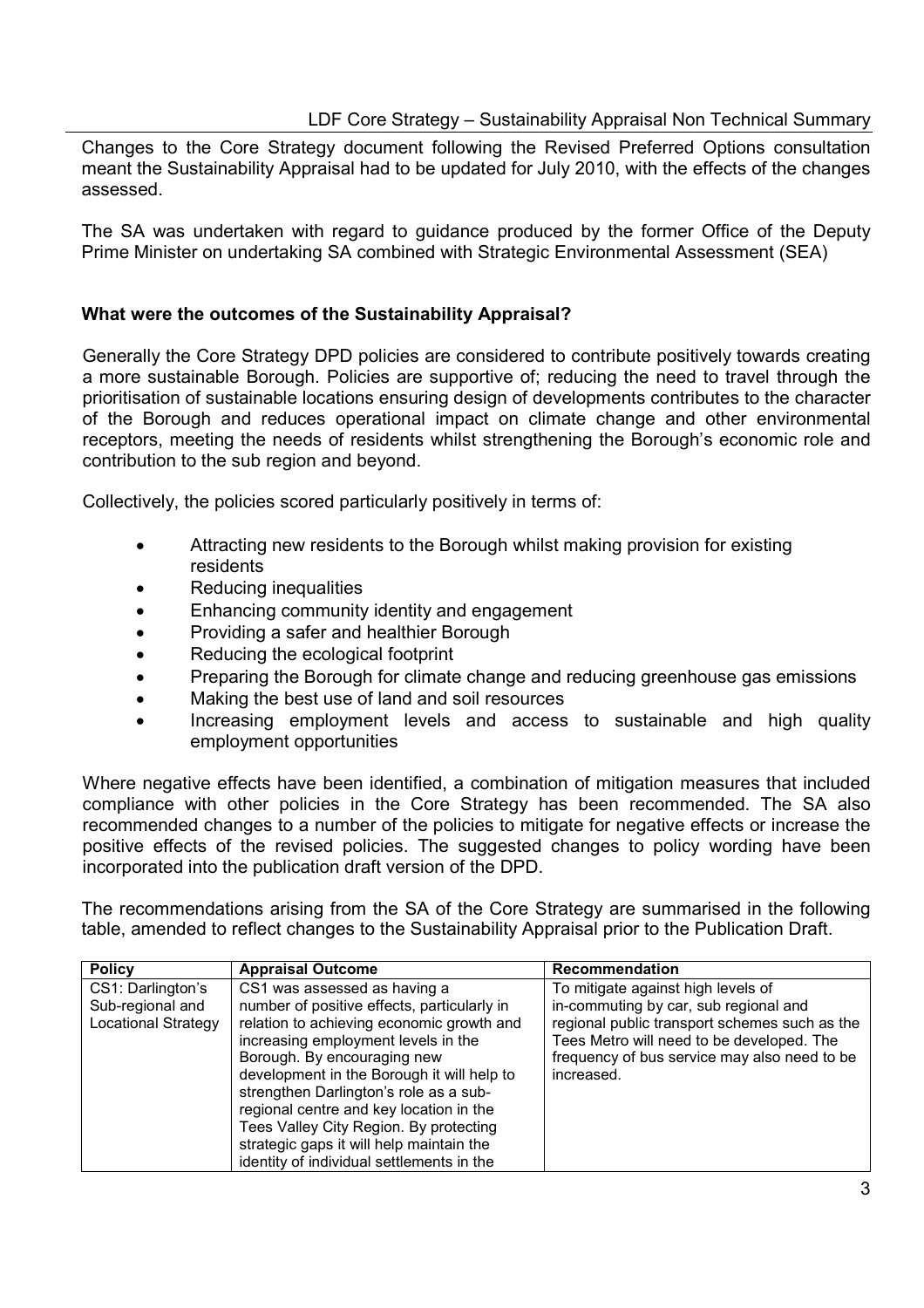Changes to the Core Strategy document following the Revised Preferred Options consultation meant the Sustainability Appraisal had to be updated for July 2010, with the effects of the changes assessed.

The SA was undertaken with regard to guidance produced by the former Office of the Deputy Prime Minister on undertaking SA combined with Strategic Environmental Assessment (SEA)

### What were the outcomes of the Sustainability Appraisal?

Generally the Core Strategy DPD policies are considered to contribute positively towards creating a more sustainable Borough. Policies are supportive of; reducing the need to travel through the prioritisation of sustainable locations ensuring design of developments contributes to the character of the Borough and reduces operational impact on climate change and other environmental receptors, meeting the needs of residents whilst strengthening the Borough's economic role and contribution to the sub region and beyond.

Collectively, the policies scored particularly positively in terms of:

- Attracting new residents to the Borough whilst making provision for existing residents
- Reducing inequalities
- Enhancing community identity and engagement
- Providing a safer and healthier Borough
- Reducing the ecological footprint
- Preparing the Borough for climate change and reducing greenhouse gas emissions
- Making the best use of land and soil resources
- Increasing employment levels and access to sustainable and high quality employment opportunities

Where negative effects have been identified, a combination of mitigation measures that included compliance with other policies in the Core Strategy has been recommended. The SA also recommended changes to a number of the policies to mitigate for negative effects or increase the positive effects of the revised policies. The suggested changes to policy wording have been incorporated into the publication draft version of the DPD.

The recommendations arising from the SA of the Core Strategy are summarised in the following table, amended to reflect changes to the Sustainability Appraisal prior to the Publication Draft.

| Policy | Appraisal Outcome | Recommendation |
|---|---|---|
| CS1: Darlington's Sub-regional and Locational Strategy | CS1 was assessed as having a number of positive effects, particularly in relation to achieving economic growth and increasing employment levels in the Borough. By encouraging new development in the Borough it will help to strengthen Darlington's role as a sub-regional centre and key location in the Tees Valley City Region. By protecting strategic gaps it will help maintain the identity of individual settlements in the | To mitigate against high levels of in-commuting by car, sub regional and regional public transport schemes such as the Tees Metro will need to be developed. The frequency of bus service may also need to be increased. |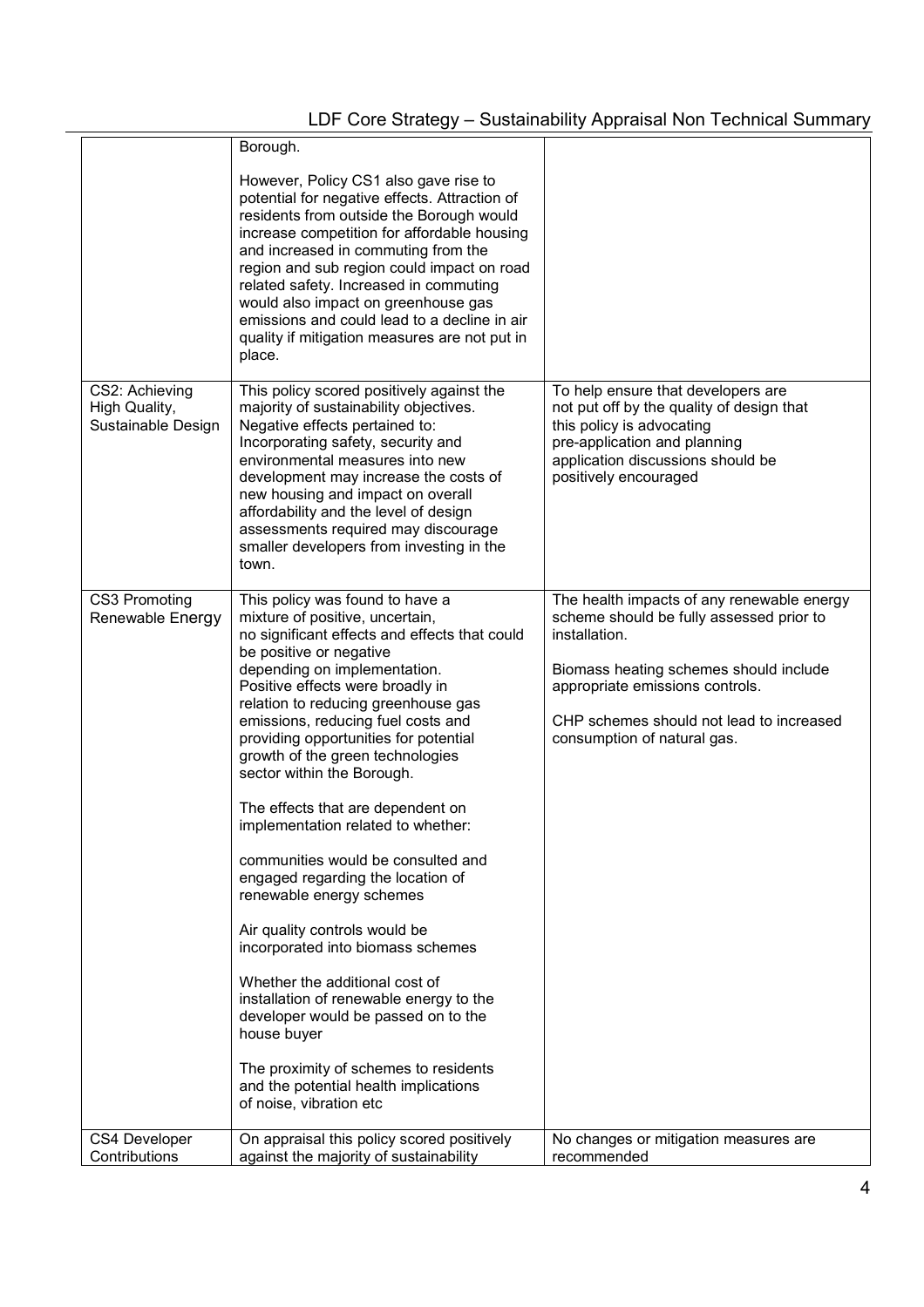| | | |
|---|---|---|
| | Borough.<br><br>However, Policy CS1 also gave rise to potential for negative effects. Attraction of residents from outside the Borough would increase competition for affordable housing and increased in commuting from the region and sub region could impact on road related safety. Increased in commuting would also impact on greenhouse gas emissions and could lead to a decline in air quality if mitigation measures are not put in place. | |
| CS2: Achieving High Quality, Sustainable Design | This policy scored positively against the majority of sustainability objectives. Negative effects pertained to: Incorporating safety, security and environmental measures into new development may increase the costs of new housing and impact on overall affordability and the level of design assessments required may discourage smaller developers from investing in the town. | To help ensure that developers are not put off by the quality of design that this policy is advocating pre-application and planning application discussions should be positively encouraged |
| CS3 Promoting Renewable Energy | This policy was found to have a mixture of positive, uncertain, no significant effects and effects that could be positive or negative depending on implementation. Positive effects were broadly in relation to reducing greenhouse gas emissions, reducing fuel costs and providing opportunities for potential growth of the green technologies sector within the Borough.<br><br>The effects that are dependent on implementation related to whether:<br><br>communities would be consulted and engaged regarding the location of renewable energy schemes<br><br>Air quality controls would be incorporated into biomass schemes<br><br>Whether the additional cost of installation of renewable energy to the developer would be passed on to the house buyer<br><br>The proximity of schemes to residents and the potential health implications of noise, vibration etc | The health impacts of any renewable energy scheme should be fully assessed prior to installation.<br><br>Biomass heating schemes should include appropriate emissions controls.<br><br>CHP schemes should not lead to increased consumption of natural gas. |
| CS4 Developer Contributions | On appraisal this policy scored positively against the majority of sustainability | No changes or mitigation measures are recommended |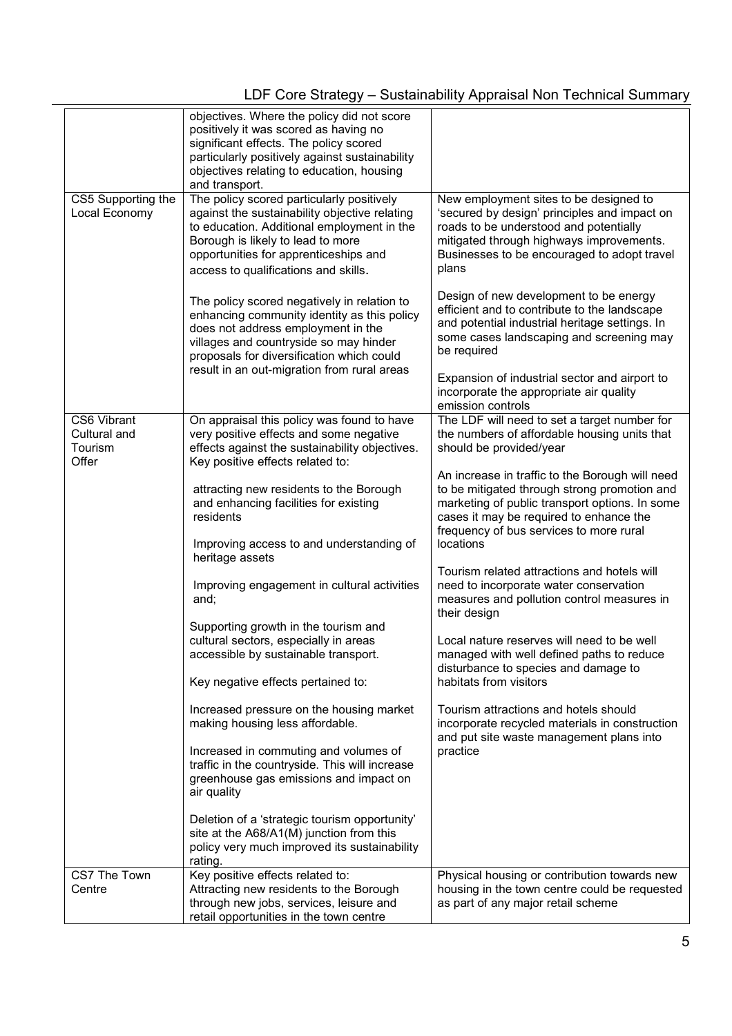| | | |
|---|---|---|
| | objectives. Where the policy did not score positively it was scored as having no significant effects. The policy scored particularly positively against sustainability objectives relating to education, housing and transport. | |
| CS5 Supporting the Local Economy | The policy scored particularly positively against the sustainability objective relating to education. Additional employment in the Borough is likely to lead to more opportunities for apprenticeships and access to qualifications and skills.<br><br>The policy scored negatively in relation to enhancing community identity as this policy does not address employment in the villages and countryside so may hinder proposals for diversification which could result in an out-migration from rural areas | New employment sites to be designed to 'secured by design' principles and impact on roads to be understood and potentially mitigated through highways improvements. Businesses to be encouraged to adopt travel plans<br><br>Design of new development to be energy efficient and to contribute to the landscape and potential industrial heritage settings. In some cases landscaping and screening may be required<br><br>Expansion of industrial sector and airport to incorporate the appropriate air quality emission controls |
| CS6 Vibrant Cultural and Tourism Offer | On appraisal this policy was found to have very positive effects and some negative effects against the sustainability objectives. Key positive effects related to:<br><br>attracting new residents to the Borough and enhancing facilities for existing residents<br><br>Improving access to and understanding of heritage assets<br><br>Improving engagement in cultural activities and;<br><br>Supporting growth in the tourism and cultural sectors, especially in areas accessible by sustainable transport.<br><br>Key negative effects pertained to:<br><br>Increased pressure on the housing market making housing less affordable.<br><br>Increased in commuting and volumes of traffic in the countryside. This will increase greenhouse gas emissions and impact on air quality<br><br>Deletion of a 'strategic tourism opportunity' site at the A68/A1(M) junction from this policy very much improved its sustainability rating. | The LDF will need to set a target number for the numbers of affordable housing units that should be provided/year<br><br>An increase in traffic to the Borough will need to be mitigated through strong promotion and marketing of public transport options. In some cases it may be required to enhance the frequency of bus services to more rural locations<br><br>Tourism related attractions and hotels will need to incorporate water conservation measures and pollution control measures in their design<br><br>Local nature reserves will need to be well managed with well defined paths to reduce disturbance to species and damage to habitats from visitors<br><br>Tourism attractions and hotels should incorporate recycled materials in construction and put site waste management plans into practice |
| CS7 The Town Centre | Key positive effects related to:<br>Attracting new residents to the Borough through new jobs, services, leisure and retail opportunities in the town centre | Physical housing or contribution towards new housing in the town centre could be requested as part of any major retail scheme |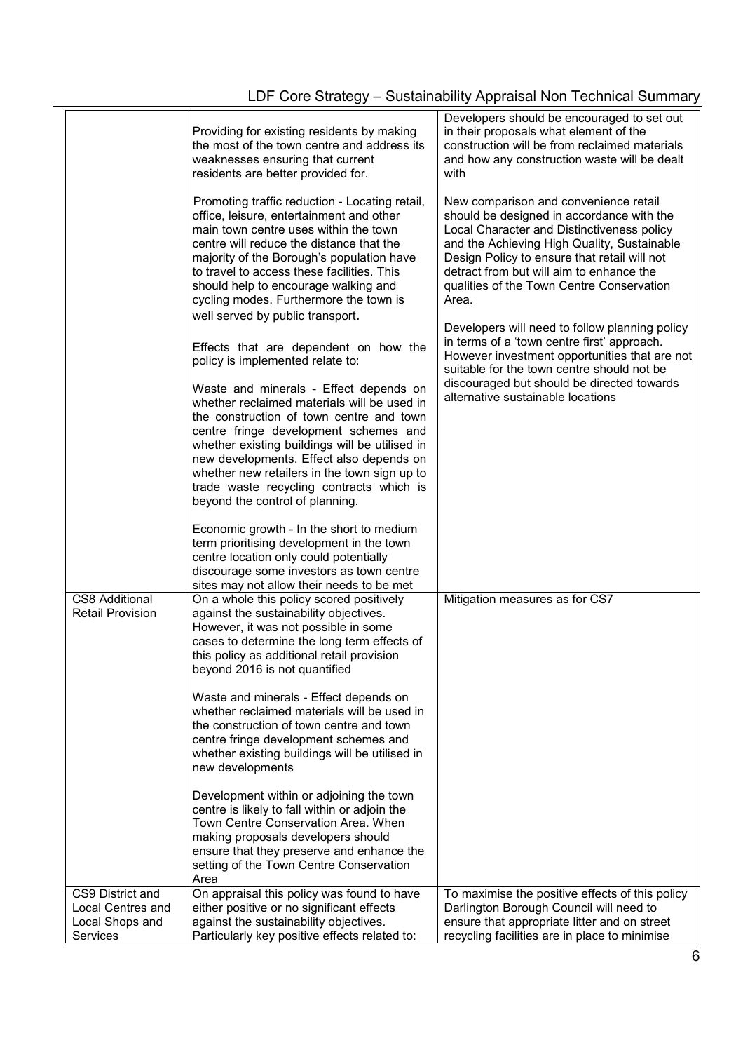| | | |
|---|---|---|
| | Providing for existing residents by making the most of the town centre and address its weaknesses ensuring that current residents are better provided for.<br><br>Promoting traffic reduction - Locating retail, office, leisure, entertainment and other main town centre uses within the town centre will reduce the distance that the majority of the Borough's population have to travel to access these facilities. This should help to encourage walking and cycling modes. Furthermore the town is well served by public transport.<br><br>Effects that are dependent on how the policy is implemented relate to:<br><br>Waste and minerals - Effect depends on whether reclaimed materials will be used in the construction of town centre and town centre fringe development schemes and whether existing buildings will be utilised in new developments. Effect also depends on whether new retailers in the town sign up to trade waste recycling contracts which is beyond the control of planning.<br><br>Economic growth - In the short to medium term prioritising development in the town centre location only could potentially discourage some investors as town centre sites may not allow their needs to be met | Developers should be encouraged to set out in their proposals what element of the construction will be from reclaimed materials and how any construction waste will be dealt with<br><br>New comparison and convenience retail should be designed in accordance with the Local Character and Distinctiveness policy and the Achieving High Quality, Sustainable Design Policy to ensure that retail will not detract from but will aim to enhance the qualities of the Town Centre Conservation Area.<br><br>Developers will need to follow planning policy in terms of a 'town centre first' approach. However investment opportunities that are not suitable for the town centre should not be discouraged but should be directed towards alternative sustainable locations |
| CS8 Additional Retail Provision | On a whole this policy scored positively against the sustainability objectives. However, it was not possible in some cases to determine the long term effects of this policy as additional retail provision beyond 2016 is not quantified<br><br>Waste and minerals - Effect depends on whether reclaimed materials will be used in the construction of town centre and town centre fringe development schemes and whether existing buildings will be utilised in new developments<br><br>Development within or adjoining the town centre is likely to fall within or adjoin the Town Centre Conservation Area. When making proposals developers should ensure that they preserve and enhance the setting of the Town Centre Conservation Area | Mitigation measures as for CS7 |
| CS9 District and Local Centres and Local Shops and Services | On appraisal this policy was found to have either positive or no significant effects against the sustainability objectives. Particularly key positive effects related to: | To maximise the positive effects of this policy Darlington Borough Council will need to ensure that appropriate litter and on street recycling facilities are in place to minimise |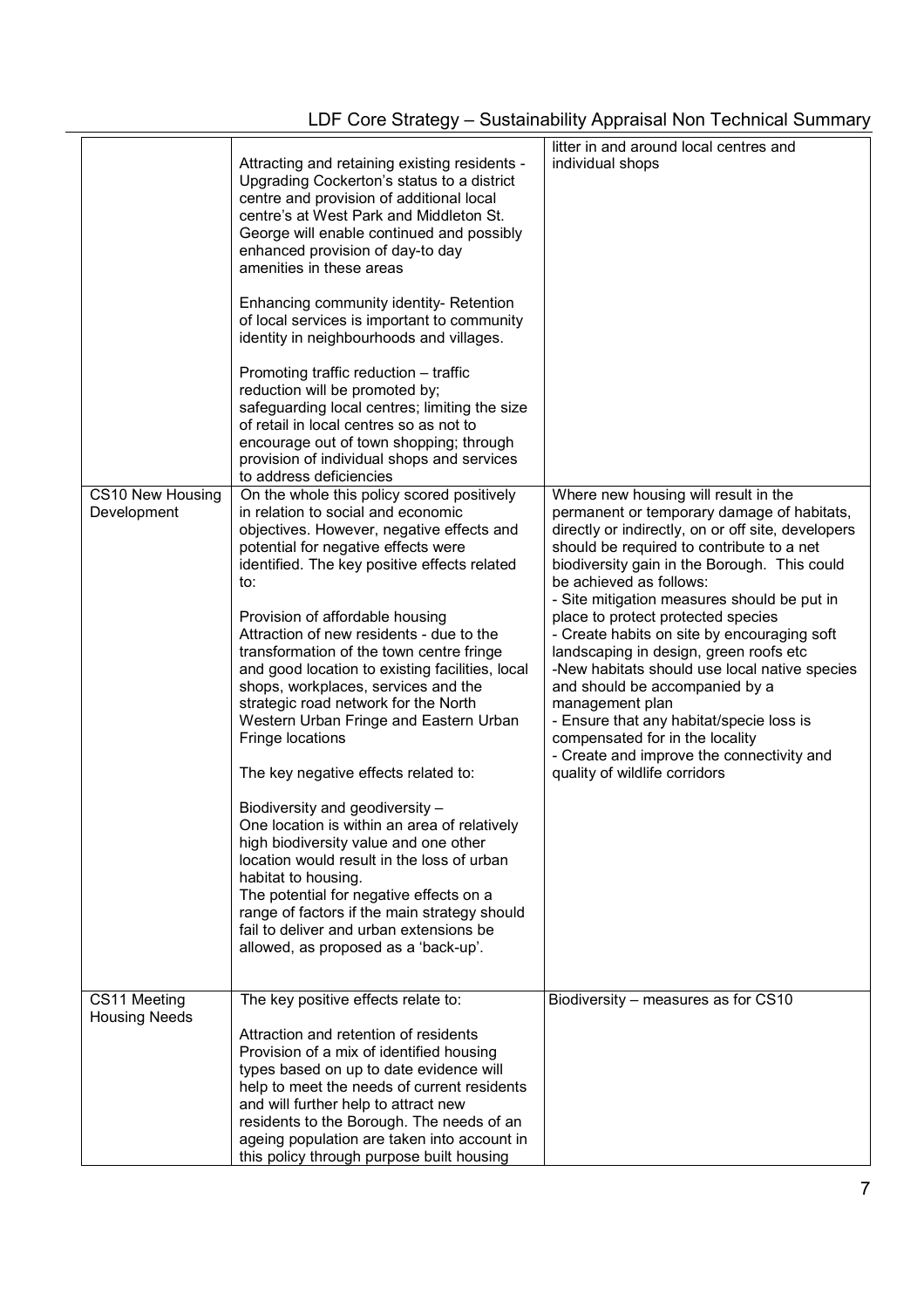| | | |
|---|---|---|
| | Attracting and retaining existing residents - Upgrading Cockerton's status to a district centre and provision of additional local centre's at West Park and Middleton St. George will enable continued and possibly enhanced provision of day-to day amenities in these areas<br><br>Enhancing community identity- Retention of local services is important to community identity in neighbourhoods and villages.<br><br>Promoting traffic reduction – traffic reduction will be promoted by; safeguarding local centres; limiting the size of retail in local centres so as not to encourage out of town shopping; through provision of individual shops and services to address deficiencies | litter in and around local centres and individual shops |
| CS10 New Housing Development | On the whole this policy scored positively in relation to social and economic objectives. However, negative effects and potential for negative effects were identified. The key positive effects related to:<br><br>Provision of affordable housing<br>Attraction of new residents - due to the transformation of the town centre fringe and good location to existing facilities, local shops, workplaces, services and the strategic road network for the North Western Urban Fringe and Eastern Urban Fringe locations<br><br>The key negative effects related to:<br><br>Biodiversity and geodiversity –<br>One location is within an area of relatively high biodiversity value and one other location would result in the loss of urban habitat to housing.<br>The potential for negative effects on a range of factors if the main strategy should fail to deliver and urban extensions be allowed, as proposed as a 'back-up'. | Where new housing will result in the permanent or temporary damage of habitats, directly or indirectly, on or off site, developers should be required to contribute to a net biodiversity gain in the Borough. This could be achieved as follows:<br>- Site mitigation measures should be put in place to protect protected species<br>- Create habits on site by encouraging soft landscaping in design, green roofs etc<br>-New habitats should use local native species and should be accompanied by a management plan<br>- Ensure that any habitat/specie loss is compensated for in the locality<br>- Create and improve the connectivity and quality of wildlife corridors |
| CS11 Meeting Housing Needs | The key positive effects relate to:<br><br>Attraction and retention of residents<br>Provision of a mix of identified housing types based on up to date evidence will help to meet the needs of current residents and will further help to attract new residents to the Borough. The needs of an ageing population are taken into account in this policy through purpose built housing | Biodiversity – measures as for CS10 |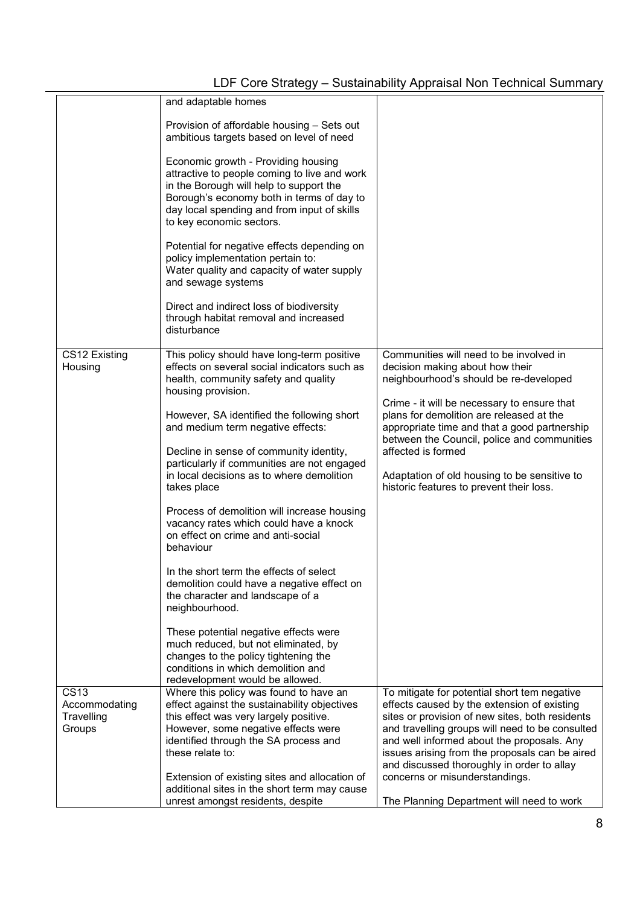| | | |
|---|---|---|
| | and adaptable homes<br><br>Provision of affordable housing – Sets out ambitious targets based on level of need<br><br>Economic growth - Providing housing attractive to people coming to live and work in the Borough will help to support the Borough's economy both in terms of day to day local spending and from input of skills to key economic sectors.<br><br>Potential for negative effects depending on policy implementation pertain to:<br>Water quality and capacity of water supply and sewage systems<br><br>Direct and indirect loss of biodiversity through habitat removal and increased disturbance | |
| CS12 Existing Housing | This policy should have long-term positive effects on several social indicators such as health, community safety and quality housing provision.<br><br>However, SA identified the following short and medium term negative effects:<br><br>Decline in sense of community identity, particularly if communities are not engaged in local decisions as to where demolition takes place<br><br>Process of demolition will increase housing vacancy rates which could have a knock on effect on crime and anti-social behaviour<br><br>In the short term the effects of select demolition could have a negative effect on the character and landscape of a neighbourhood.<br><br>These potential negative effects were much reduced, but not eliminated, by changes to the policy tightening the conditions in which demolition and redevelopment would be allowed. | Communities will need to be involved in decision making about how their neighbourhood's should be re-developed<br><br>Crime - it will be necessary to ensure that plans for demolition are released at the appropriate time and that a good partnership between the Council, police and communities affected is formed<br><br>Adaptation of old housing to be sensitive to historic features to prevent their loss. |
| CS13 Accommodating Travelling Groups | Where this policy was found to have an effect against the sustainability objectives this effect was very largely positive. However, some negative effects were identified through the SA process and these relate to:<br><br>Extension of existing sites and allocation of additional sites in the short term may cause unrest amongst residents, despite | To mitigate for potential short tem negative effects caused by the extension of existing sites or provision of new sites, both residents and travelling groups will need to be consulted and well informed about the proposals. Any issues arising from the proposals can be aired and discussed thoroughly in order to allay concerns or misunderstandings.<br><br>The Planning Department will need to work |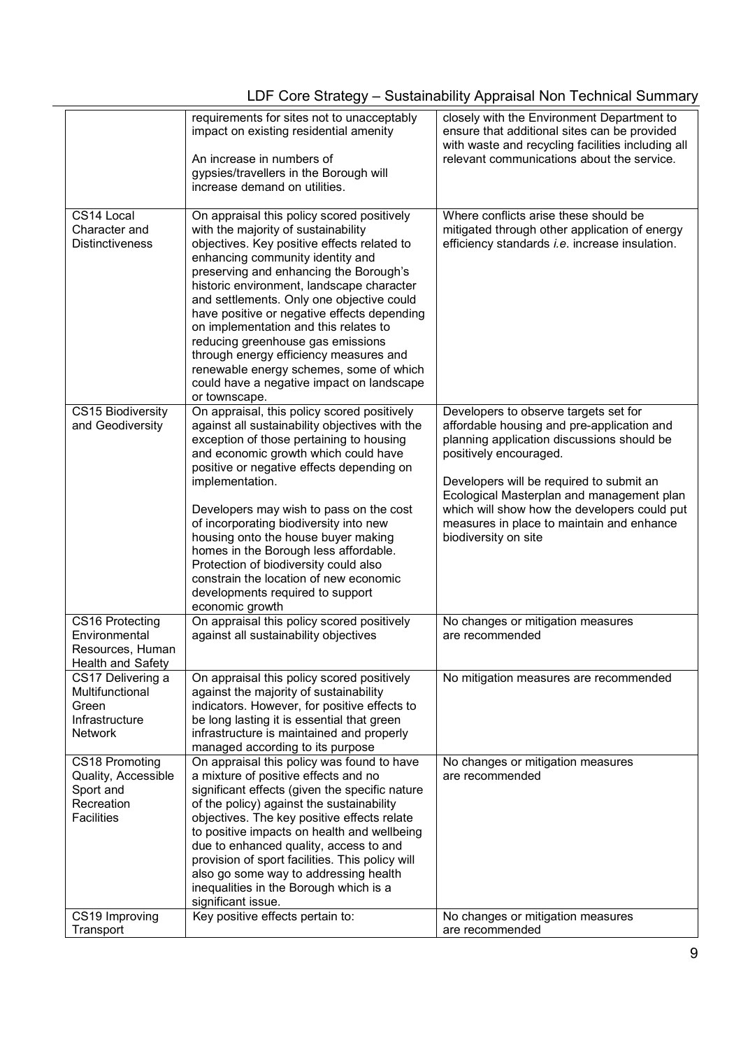| | | |
|---|---|---|
| | requirements for sites not to unacceptably impact on existing residential amenity<br><br>An increase in numbers of gypsies/travellers in the Borough will increase demand on utilities. | closely with the Environment Department to ensure that additional sites can be provided with waste and recycling facilities including all relevant communications about the service. |
| CS14 Local Character and Distinctiveness | On appraisal this policy scored positively with the majority of sustainability objectives. Key positive effects related to enhancing community identity and preserving and enhancing the Borough's historic environment, landscape character and settlements. Only one objective could have positive or negative effects depending on implementation and this relates to reducing greenhouse gas emissions through energy efficiency measures and renewable energy schemes, some of which could have a negative impact on landscape or townscape. | Where conflicts arise these should be mitigated through other application of energy efficiency standards *i.e.* increase insulation. |
| CS15 Biodiversity and Geodiversity | On appraisal, this policy scored positively against all sustainability objectives with the exception of those pertaining to housing and economic growth which could have positive or negative effects depending on implementation.<br><br>Developers may wish to pass on the cost of incorporating biodiversity into new housing onto the house buyer making homes in the Borough less affordable. Protection of biodiversity could also constrain the location of new economic developments required to support economic growth | Developers to observe targets set for affordable housing and pre-application and planning application discussions should be positively encouraged.<br><br>Developers will be required to submit an Ecological Masterplan and management plan which will show how the developers could put measures in place to maintain and enhance biodiversity on site |
| CS16 Protecting Environmental Resources, Human Health and Safety | On appraisal this policy scored positively against all sustainability objectives | No changes or mitigation measures are recommended |
| CS17 Delivering a Multifunctional Green Infrastructure Network | On appraisal this policy scored positively against the majority of sustainability indicators. However, for positive effects to be long lasting it is essential that green infrastructure is maintained and properly managed according to its purpose | No mitigation measures are recommended |
| CS18 Promoting Quality, Accessible Sport and Recreation Facilities | On appraisal this policy was found to have a mixture of positive effects and no significant effects (given the specific nature of the policy) against the sustainability objectives. The key positive effects relate to positive impacts on health and wellbeing due to enhanced quality, access to and provision of sport facilities. This policy will also go some way to addressing health inequalities in the Borough which is a significant issue. | No changes or mitigation measures are recommended |
| CS19 Improving Transport | Key positive effects pertain to: | No changes or mitigation measures are recommended |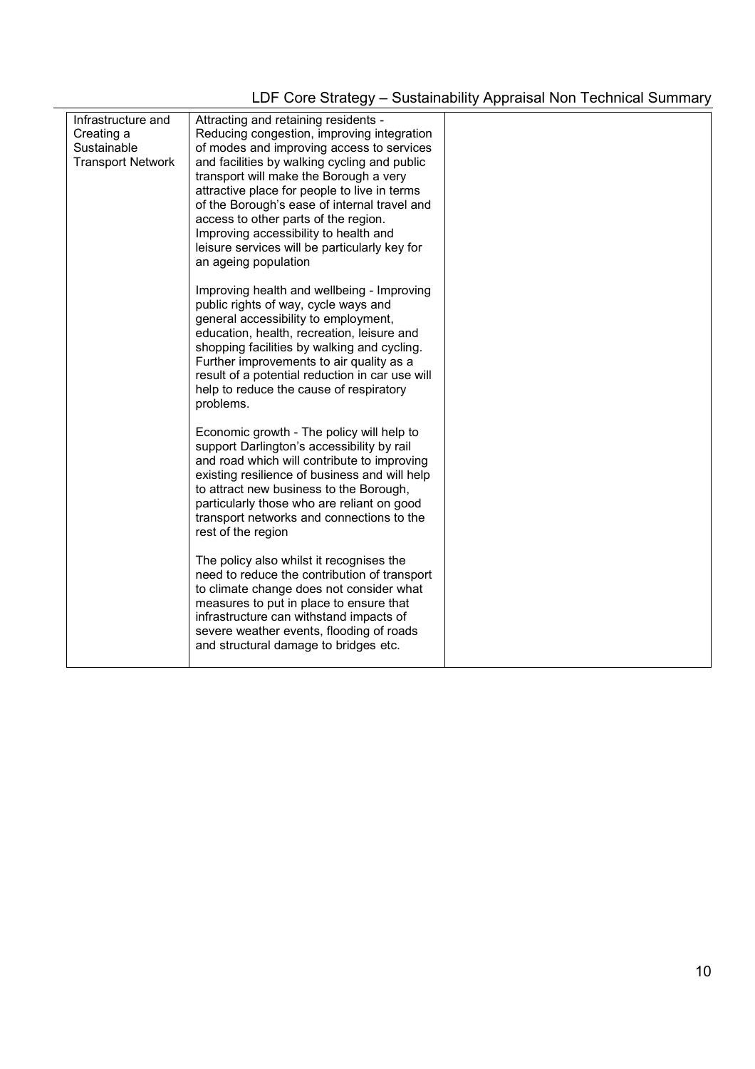| | | |
|---|---|---|
| Infrastructure and Creating a Sustainable Transport Network | Attracting and retaining residents - Reducing congestion, improving integration of modes and improving access to services and facilities by walking cycling and public transport will make the Borough a very attractive place for people to live in terms of the Borough's ease of internal travel and access to other parts of the region. Improving accessibility to health and leisure services will be particularly key for an ageing population<br><br>Improving health and wellbeing - Improving public rights of way, cycle ways and general accessibility to employment, education, health, recreation, leisure and shopping facilities by walking and cycling. Further improvements to air quality as a result of a potential reduction in car use will help to reduce the cause of respiratory problems.<br><br>Economic growth - The policy will help to support Darlington's accessibility by rail and road which will contribute to improving existing resilience of business and will help to attract new business to the Borough, particularly those who are reliant on good transport networks and connections to the rest of the region<br><br>The policy also whilst it recognises the need to reduce the contribution of transport to climate change does not consider what measures to put in place to ensure that infrastructure can withstand impacts of severe weather events, flooding of roads and structural damage to bridges etc. | |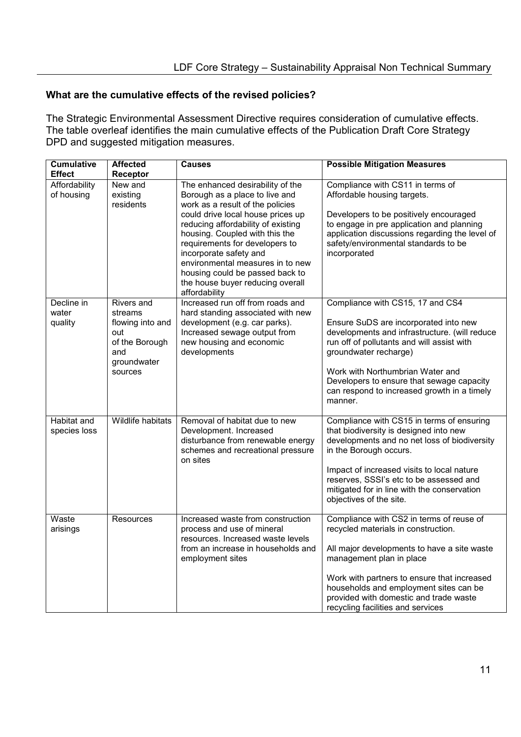## What are the cumulative effects of the revised policies?

The Strategic Environmental Assessment Directive requires consideration of cumulative effects. The table overleaf identifies the main cumulative effects of the Publication Draft Core Strategy DPD and suggested mitigation measures.

| Cumulative Effect | Affected Receptor | Causes | Possible Mitigation Measures |
|---|---|---|---|
| Affordability of housing | New and existing residents | The enhanced desirability of the Borough as a place to live and work as a result of the policies could drive local house prices up reducing affordability of existing housing. Coupled with this the requirements for developers to incorporate safety and environmental measures in to new housing could be passed back to the house buyer reducing overall affordability | Compliance with CS11 in terms of Affordable housing targets.<br><br>Developers to be positively encouraged to engage in pre application and planning application discussions regarding the level of safety/environmental standards to be incorporated |
| Decline in water quality | Rivers and streams flowing into and out of the Borough and groundwater sources | Increased run off from roads and hard standing associated with new development (e.g. car parks). Increased sewage output from new housing and economic developments | Compliance with CS15, 17 and CS4<br><br>Ensure SuDS are incorporated into new developments and infrastructure. (will reduce run off of pollutants and will assist with groundwater recharge)<br><br>Work with Northumbrian Water and Developers to ensure that sewage capacity can respond to increased growth in a timely manner. |
| Habitat and species loss | Wildlife habitats | Removal of habitat due to new Development. Increased disturbance from renewable energy schemes and recreational pressure on sites | Compliance with CS15 in terms of ensuring that biodiversity is designed into new developments and no net loss of biodiversity in the Borough occurs.<br><br>Impact of increased visits to local nature reserves, SSSI's etc to be assessed and mitigated for in line with the conservation objectives of the site. |
| Waste arisings | Resources | Increased waste from construction process and use of mineral resources. Increased waste levels from an increase in households and employment sites | Compliance with CS2 in terms of reuse of recycled materials in construction.<br><br>All major developments to have a site waste management plan in place<br><br>Work with partners to ensure that increased households and employment sites can be provided with domestic and trade waste recycling facilities and services |